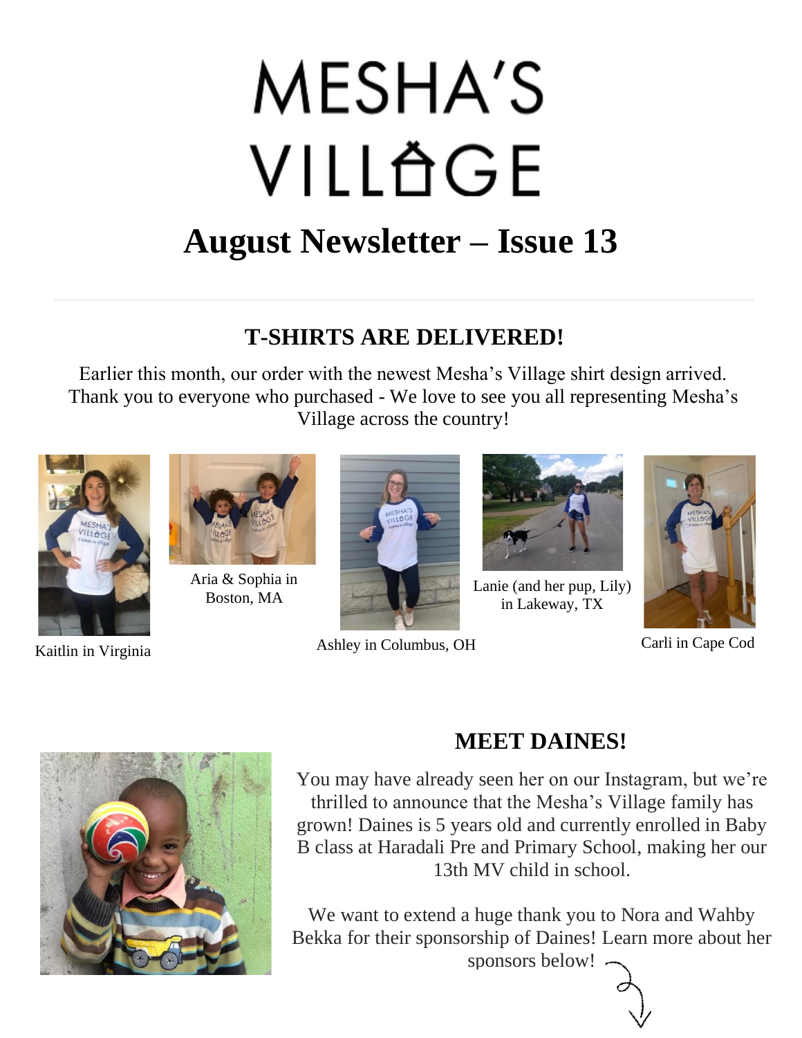# MESHA'S VILLAGE

## August Newsletter – Issue 13

### T-SHIRTS ARE DELIVERED!

Earlier this month, our order with the newest Mesha's Village shirt design arrived. Thank you to everyone who purchased - We love to see you all representing Mesha's Village across the country!

Kaitlin in Virginia

Aria & Sophia in Boston, MA

Ashley in Columbus, OH

Lanie (and her pup, Lily) in Lakeway, TX

Carli in Cape Cod

### MEET DAINES!

You may have already seen her on our Instagram, but we're thrilled to announce that the Mesha's Village family has grown! Daines is 5 years old and currently enrolled in Baby B class at Haradali Pre and Primary School, making her our 13th MV child in school.

We want to extend a huge thank you to Nora and Wahby Bekka for their sponsorship of Daines! Learn more about her sponsors below!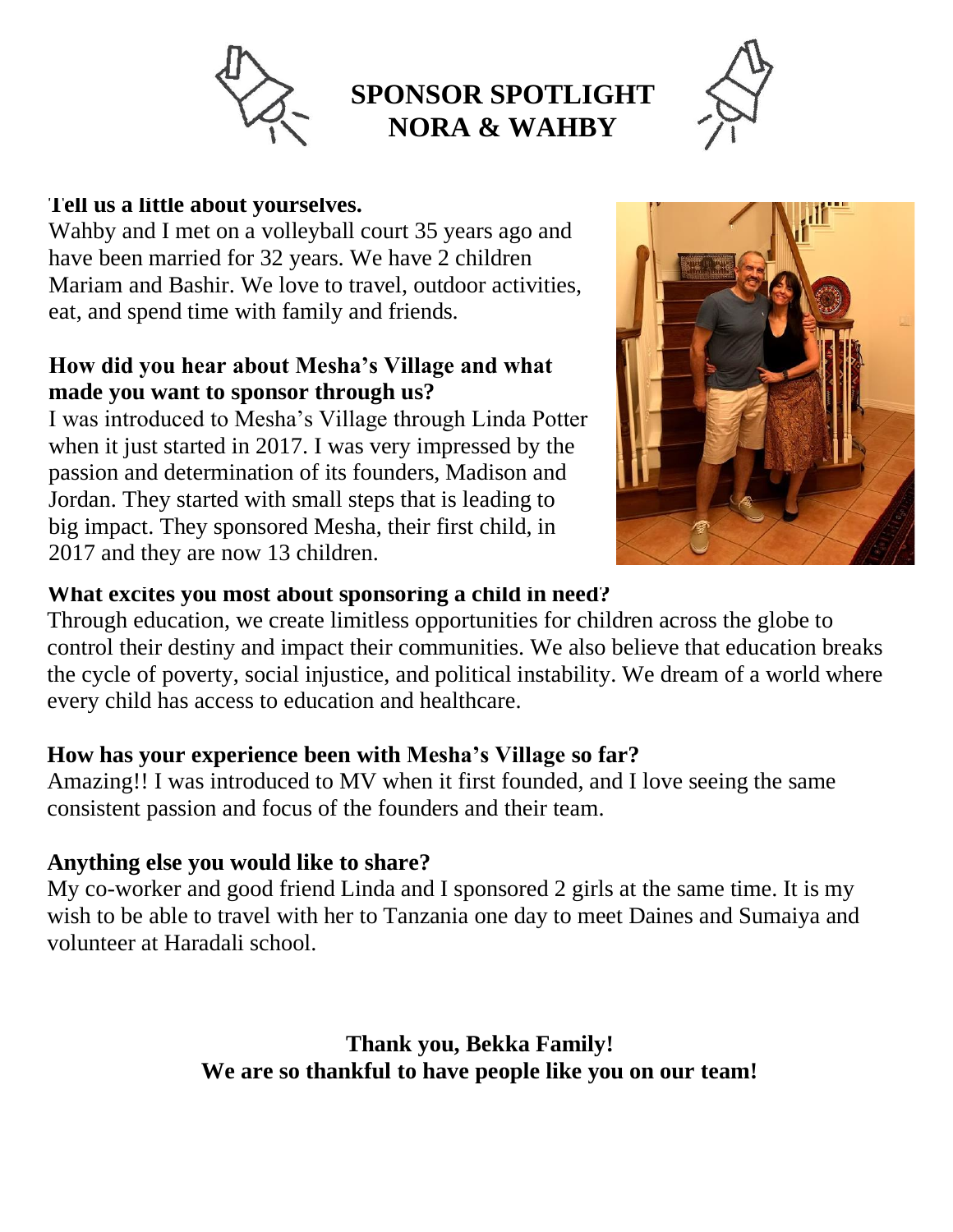# SPONSOR SPOTLIGHT
# NORA & WAHBY

**Tell us a little about yourselves.**

Wahby and I met on a volleyball court 35 years ago and have been married for 32 years. We have 2 children Mariam and Bashir. We love to travel, outdoor activities, eat, and spend time with family and friends.

**How did you hear about Mesha's Village and what made you want to sponsor through us?**

I was introduced to Mesha's Village through Linda Potter when it just started in 2017. I was very impressed by the passion and determination of its founders, Madison and Jordan. They started with small steps that is leading to big impact. They sponsored Mesha, their first child, in 2017 and they are now 13 children.

**What excites you most about sponsoring a child in need?**

Through education, we create limitless opportunities for children across the globe to control their destiny and impact their communities. We also believe that education breaks the cycle of poverty, social injustice, and political instability. We dream of a world where every child has access to education and healthcare.

**How has your experience been with Mesha's Village so far?**

Amazing!! I was introduced to MV when it first founded, and I love seeing the same consistent passion and focus of the founders and their team.

**Anything else you would like to share?**

My co-worker and good friend Linda and I sponsored 2 girls at the same time. It is my wish to be able to travel with her to Tanzania one day to meet Daines and Sumaiya and volunteer at Haradali school.

**Thank you, Bekka Family!**
**We are so thankful to have people like you on our team!**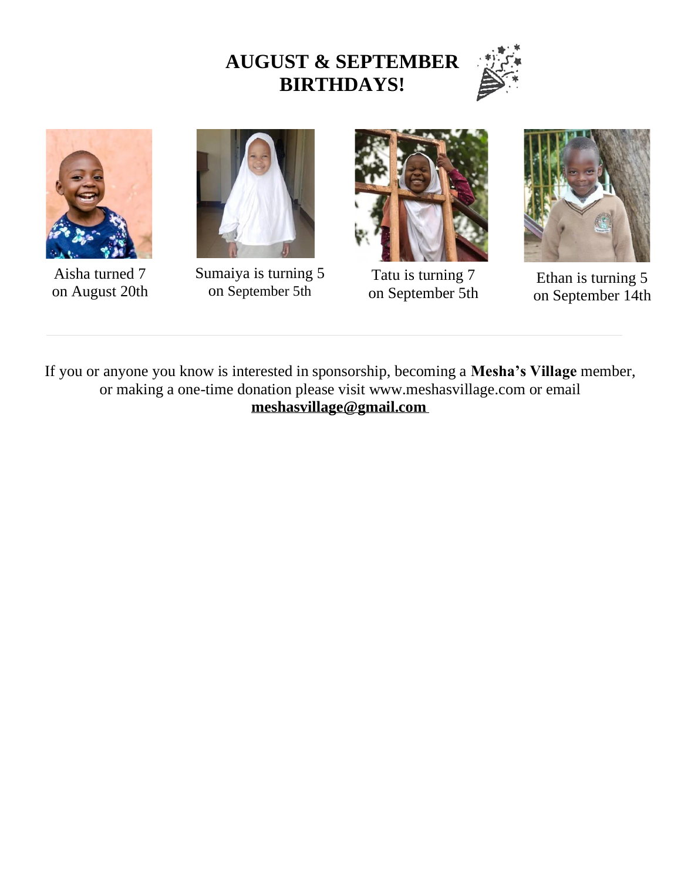# AUGUST & SEPTEMBER BIRTHDAYS!

Aisha turned 7 on August 20th

Sumaiya is turning 5 on September 5th

Tatu is turning 7 on September 5th

Ethan is turning 5 on September 14th

---

If you or anyone you know is interested in sponsorship, becoming a **Mesha's Village** member, or making a one-time donation please visit www.meshasvillage.com or email **meshasvillage@gmail.com**